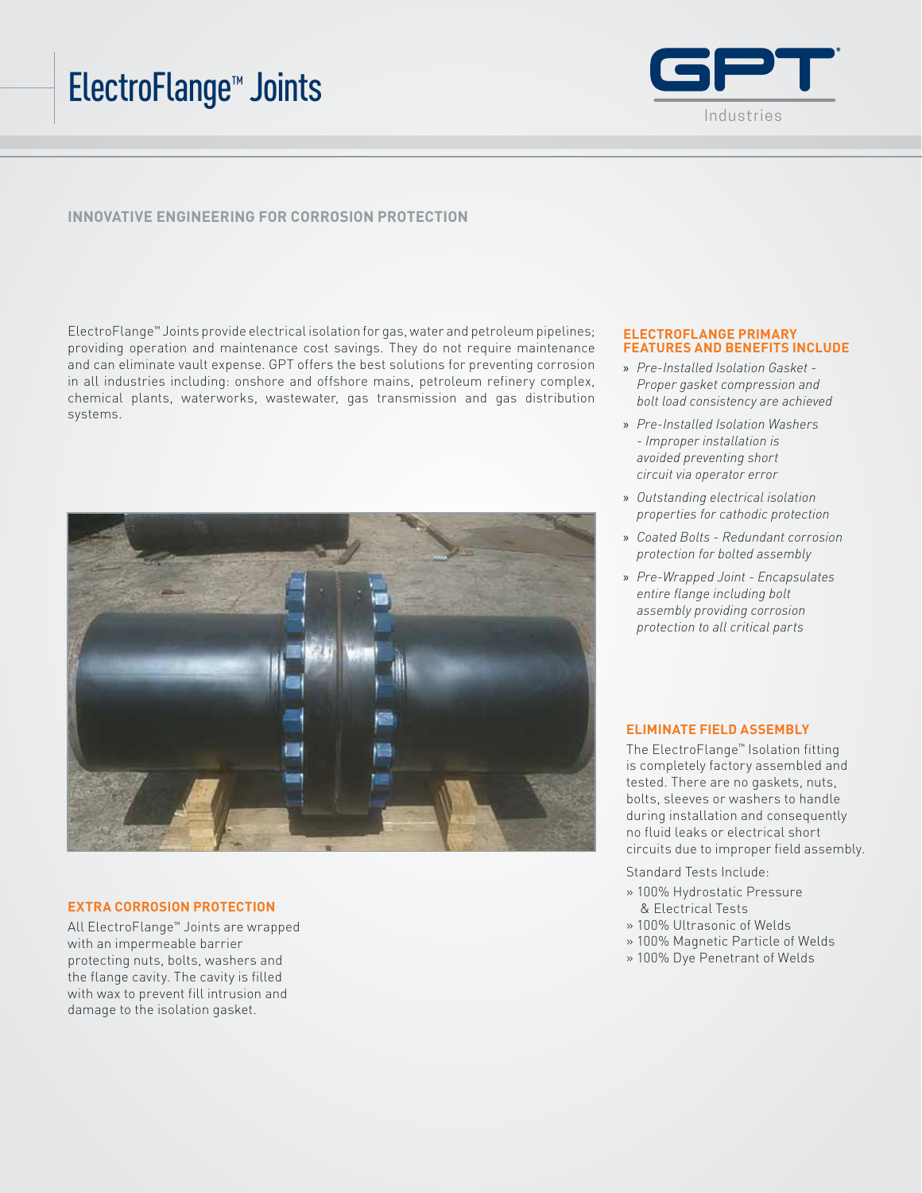# ElectroFlange™ Joints

GPT Industries

## INNOVATIVE ENGINEERING FOR CORROSION PROTECTION

ElectroFlange™ Joints provide electrical isolation for gas, water and petroleum pipelines; providing operation and maintenance cost savings. They do not require maintenance and can eliminate vault expense. GPT offers the best solutions for preventing corrosion in all industries including: onshore and offshore mains, petroleum refinery complex, chemical plants, waterworks, wastewater, gas transmission and gas distribution systems.

### EXTRA CORROSION PROTECTION

All ElectroFlange™ Joints are wrapped with an impermeable barrier protecting nuts, bolts, washers and the flange cavity. The cavity is filled with wax to prevent fill intrusion and damage to the isolation gasket.

### ELECTROFLANGE PRIMARY FEATURES AND BENEFITS INCLUDE

- *Pre-Installed Isolation Gasket - Proper gasket compression and bolt load consistency are achieved*
- *Pre-Installed Isolation Washers - Improper installation is avoided preventing short circuit via operator error*
- *Outstanding electrical isolation properties for cathodic protection*
- *Coated Bolts - Redundant corrosion protection for bolted assembly*
- *Pre-Wrapped Joint - Encapsulates entire flange including bolt assembly providing corrosion protection to all critical parts*

### ELIMINATE FIELD ASSEMBLY

The ElectroFlange™ Isolation fitting is completely factory assembled and tested. There are no gaskets, nuts, bolts, sleeves or washers to handle during installation and consequently no fluid leaks or electrical short circuits due to improper field assembly.

Standard Tests Include:

- 100% Hydrostatic Pressure & Electrical Tests
- 100% Ultrasonic of Welds
- 100% Magnetic Particle of Welds
- 100% Dye Penetrant of Welds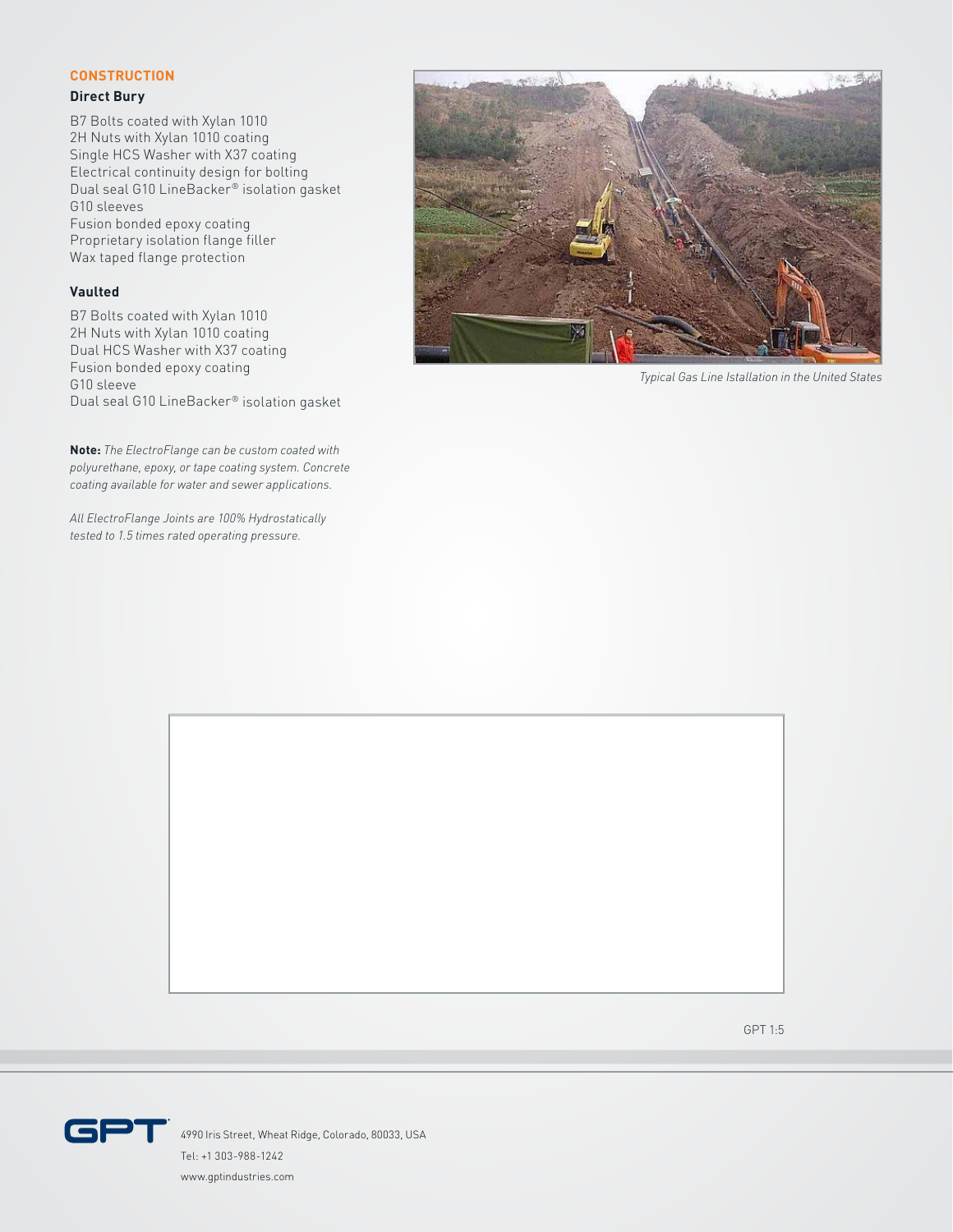## CONSTRUCTION

### Direct Bury

B7 Bolts coated with Xylan 1010
2H Nuts with Xylan 1010 coating
Single HCS Washer with X37 coating
Electrical continuity design for bolting
Dual seal G10 LineBacker® isolation gasket
G10 sleeves
Fusion bonded epoxy coating
Proprietary isolation flange filler
Wax taped flange protection

### Vaulted

B7 Bolts coated with Xylan 1010
2H Nuts with Xylan 1010 coating
Dual HCS Washer with X37 coating
Fusion bonded epoxy coating
G10 sleeve
Dual seal G10 LineBacker® isolation gasket

**Note:** *The ElectroFlange can be custom coated with polyurethane, epoxy, or tape coating system. Concrete coating available for water and sewer applications.*

*All ElectroFlange Joints are 100% Hydrostatically tested to 1.5 times rated operating pressure.*

*Typical Gas Line Istallation in the United States*

GPT 1:5

4990 Iris Street, Wheat Ridge, Colorado, 80033, USA
Tel: +1 303-988-1242
www.gptindustries.com